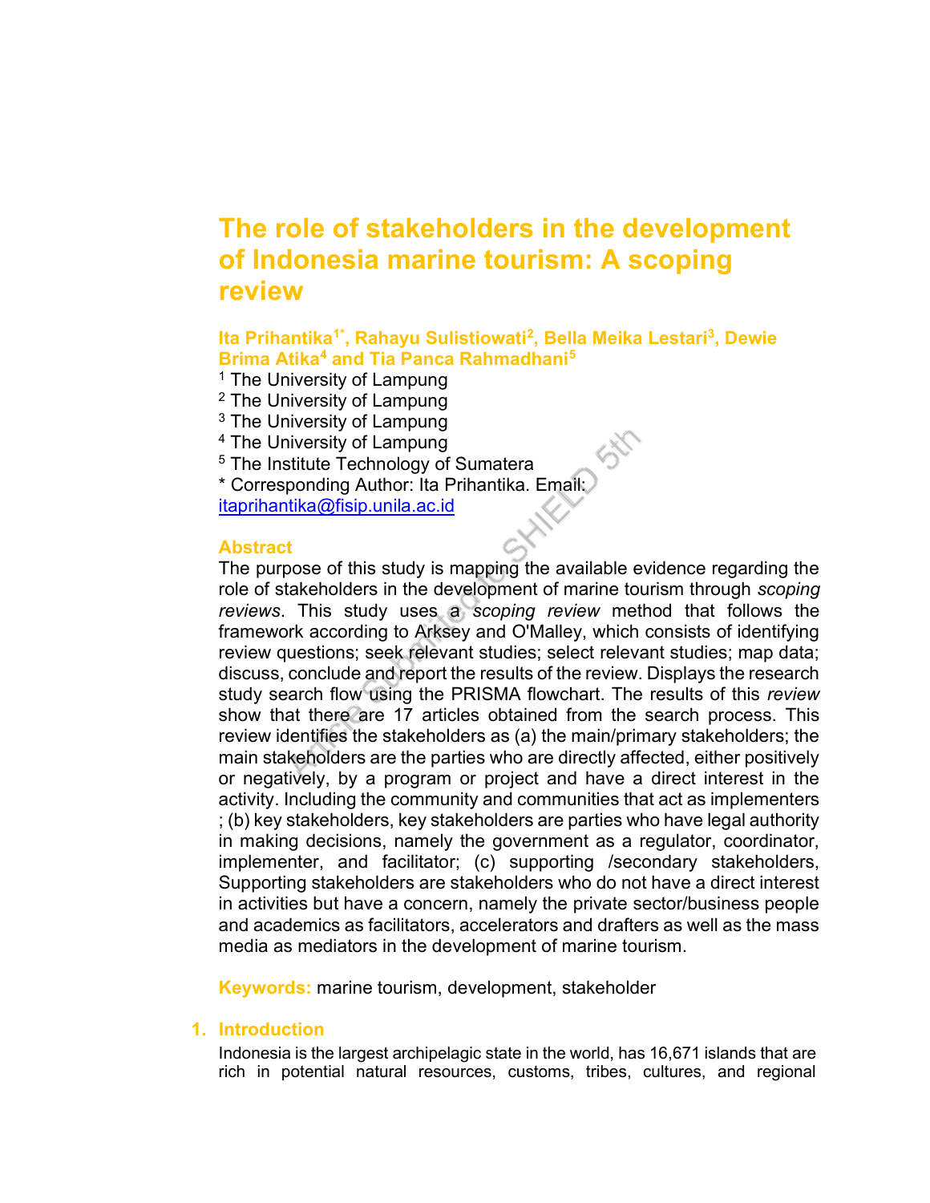# The role of stakeholders in the development of Indonesia marine tourism: A scoping review

**Ita Prihantika[1*], Rahayu Sulistiowati[2], Bella Meika Lestari[3], Dewie Brima Atika[4] and Tia Panca Rahmadhani[5]**

[1] The University of Lampung
[2] The University of Lampung
[3] The University of Lampung
[4] The University of Lampung
[5] The Institute Technology of Sumatera
* Corresponding Author: Ita Prihantika. Email: itaprihantika@fisip.unila.ac.id

## Abstract

The purpose of this study is mapping the available evidence regarding the role of stakeholders in the development of marine tourism through *scoping reviews*. This study uses a *scoping review* method that follows the framework according to Arksey and O'Malley, which consists of identifying review questions; seek relevant studies; select relevant studies; map data; discuss, conclude and report the results of the review. Displays the research study search flow using the PRISMA flowchart. The results of this *review* show that there are 17 articles obtained from the search process. This review identifies the stakeholders as (a) the main/primary stakeholders; the main stakeholders are the parties who are directly affected, either positively or negatively, by a program or project and have a direct interest in the activity. Including the community and communities that act as implementers ; (b) key stakeholders, key stakeholders are parties who have legal authority in making decisions, namely the government as a regulator, coordinator, implementer, and facilitator; (c) supporting /secondary stakeholders, Supporting stakeholders are stakeholders who do not have a direct interest in activities but have a concern, namely the private sector/business people and academics as facilitators, accelerators and drafters as well as the mass media as mediators in the development of marine tourism.

**Keywords:** marine tourism, development, stakeholder

## 1. Introduction

Indonesia is the largest archipelagic state in the world, has 16,671 islands that are rich in potential natural resources, customs, tribes, cultures, and regional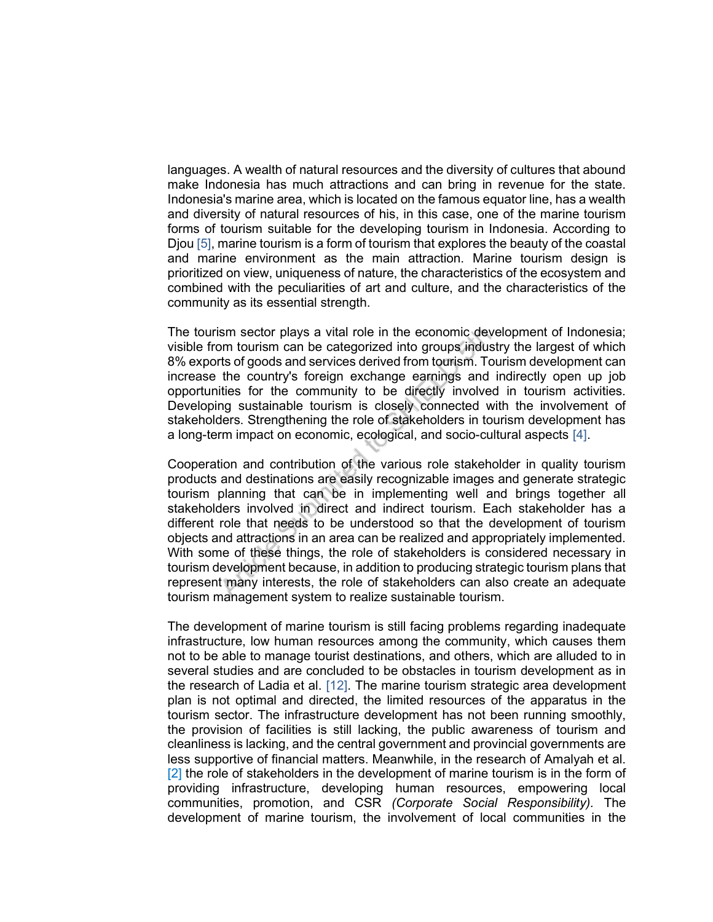languages. A wealth of natural resources and the diversity of cultures that abound make Indonesia has much attractions and can bring in revenue for the state. Indonesia's marine area, which is located on the famous equator line, has a wealth and diversity of natural resources of his, in this case, one of the marine tourism forms of tourism suitable for the developing tourism in Indonesia. According to Djou [5], marine tourism is a form of tourism that explores the beauty of the coastal and marine environment as the main attraction. Marine tourism design is prioritized on view, uniqueness of nature, the characteristics of the ecosystem and combined with the peculiarities of art and culture, and the characteristics of the community as its essential strength.

The tourism sector plays a vital role in the economic development of Indonesia; visible from tourism can be categorized into groups industry the largest of which 8% exports of goods and services derived from tourism. Tourism development can increase the country's foreign exchange earnings and indirectly open up job opportunities for the community to be directly involved in tourism activities. Developing sustainable tourism is closely connected with the involvement of stakeholders. Strengthening the role of stakeholders in tourism development has a long-term impact on economic, ecological, and socio-cultural aspects [4].

Cooperation and contribution of the various role stakeholder in quality tourism products and destinations are easily recognizable images and generate strategic tourism planning that can be in implementing well and brings together all stakeholders involved in direct and indirect tourism. Each stakeholder has a different role that needs to be understood so that the development of tourism objects and attractions in an area can be realized and appropriately implemented. With some of these things, the role of stakeholders is considered necessary in tourism development because, in addition to producing strategic tourism plans that represent many interests, the role of stakeholders can also create an adequate tourism management system to realize sustainable tourism.

The development of marine tourism is still facing problems regarding inadequate infrastructure, low human resources among the community, which causes them not to be able to manage tourist destinations, and others, which are alluded to in several studies and are concluded to be obstacles in tourism development as in the research of Ladia et al. [12]. The marine tourism strategic area development plan is not optimal and directed, the limited resources of the apparatus in the tourism sector. The infrastructure development has not been running smoothly, the provision of facilities is still lacking, the public awareness of tourism and cleanliness is lacking, and the central government and provincial governments are less supportive of financial matters. Meanwhile, in the research of Amalyah et al. [2] the role of stakeholders in the development of marine tourism is in the form of providing infrastructure, developing human resources, empowering local communities, promotion, and CSR *(Corporate Social Responsibility)*. The development of marine tourism, the involvement of local communities in the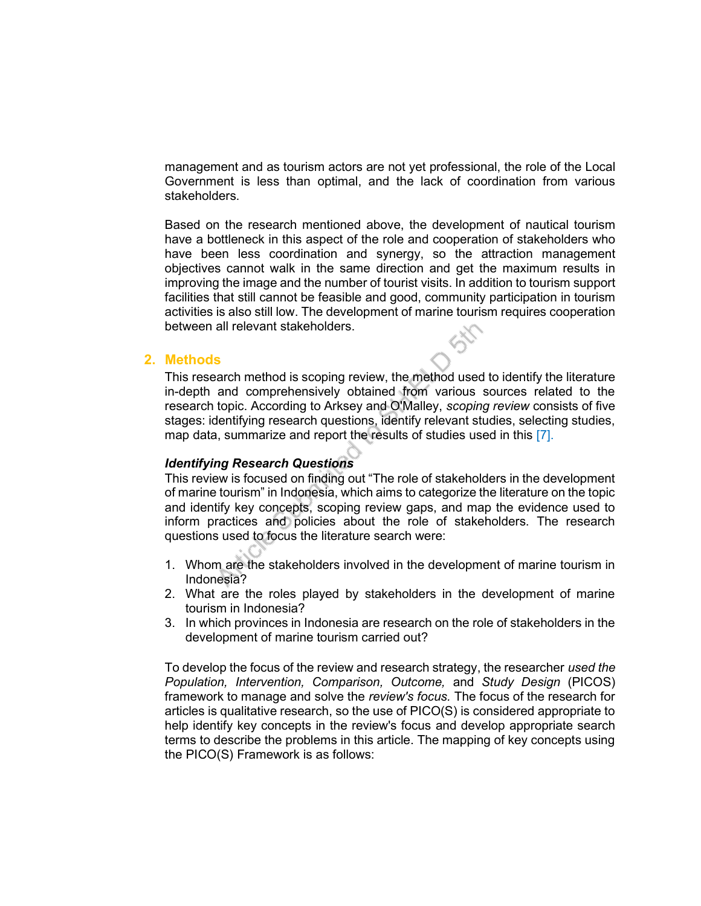management and as tourism actors are not yet professional, the role of the Local Government is less than optimal, and the lack of coordination from various stakeholders.

Based on the research mentioned above, the development of nautical tourism have a bottleneck in this aspect of the role and cooperation of stakeholders who have been less coordination and synergy, so the attraction management objectives cannot walk in the same direction and get the maximum results in improving the image and the number of tourist visits. In addition to tourism support facilities that still cannot be feasible and good, community participation in tourism activities is also still low. The development of marine tourism requires cooperation between all relevant stakeholders.

## 2. Methods

This research method is scoping review, the method used to identify the literature in-depth and comprehensively obtained from various sources related to the research topic. According to Arksey and O'Malley, *scoping review* consists of five stages: identifying research questions, identify relevant studies, selecting studies, map data, summarize and report the results of studies used in this [7].

***Identifying Research Questions***

This review is focused on finding out "The role of stakeholders in the development of marine tourism" in Indonesia, which aims to categorize the literature on the topic and identify key concepts, scoping review gaps, and map the evidence used to inform practices and policies about the role of stakeholders. The research questions used to focus the literature search were:

1. Whom are the stakeholders involved in the development of marine tourism in Indonesia?
2. What are the roles played by stakeholders in the development of marine tourism in Indonesia?
3. In which provinces in Indonesia are research on the role of stakeholders in the development of marine tourism carried out?

To develop the focus of the review and research strategy, the researcher *used the Population, Intervention, Comparison, Outcome,* and *Study Design* (PICOS) framework to manage and solve the *review's focus.* The focus of the research for articles is qualitative research, so the use of PICO(S) is considered appropriate to help identify key concepts in the review's focus and develop appropriate search terms to describe the problems in this article. The mapping of key concepts using the PICO(S) Framework is as follows: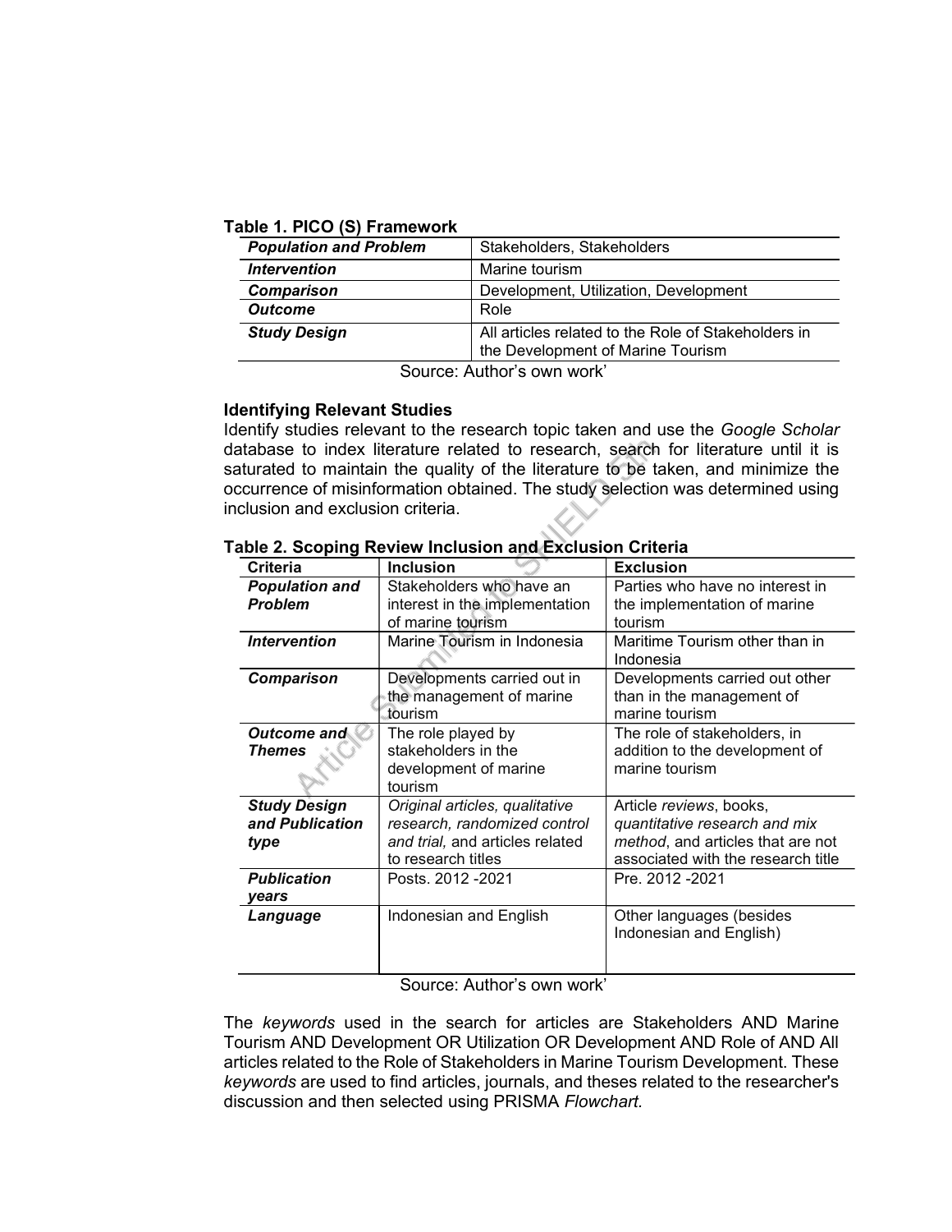**Table 1. PICO (S) Framework**

| | |
|---|---|
| ***Population and Problem*** | Stakeholders, Stakeholders |
| ***Intervention*** | Marine tourism |
| ***Comparison*** | Development, Utilization, Development |
| ***Outcome*** | Role |
| ***Study Design*** | All articles related to the Role of Stakeholders in the Development of Marine Tourism |

Source: Author's own work'

**Identifying Relevant Studies**

Identify studies relevant to the research topic taken and use the *Google Scholar* database to index literature related to research, search for literature until it is saturated to maintain the quality of the literature to be taken, and minimize the occurrence of misinformation obtained. The study selection was determined using inclusion and exclusion criteria.

**Table 2. Scoping Review Inclusion and Exclusion Criteria**

| Criteria | Inclusion | Exclusion |
|---|---|---|
| ***Population and Problem*** | Stakeholders who have an interest in the implementation of marine tourism | Parties who have no interest in the implementation of marine tourism |
| ***Intervention*** | Marine Tourism in Indonesia | Maritime Tourism other than in Indonesia |
| ***Comparison*** | Developments carried out in the management of marine tourism | Developments carried out other than in the management of marine tourism |
| ***Outcome and Themes*** | The role played by stakeholders in the development of marine tourism | The role of stakeholders, in addition to the development of marine tourism |
| ***Study Design and Publication type*** | *Original articles, qualitative research, randomized control and trial,* and articles related to research titles | Article *reviews*, books, *quantitative research and mix method*, and articles that are not associated with the research title |
| ***Publication years*** | Posts. 2012 -2021 | Pre. 2012 -2021 |
| ***Language*** | Indonesian and English | Other languages (besides Indonesian and English) |

Source: Author's own work'

The *keywords* used in the search for articles are Stakeholders AND Marine Tourism AND Development OR Utilization OR Development AND Role of AND All articles related to the Role of Stakeholders in Marine Tourism Development. These *keywords* are used to find articles, journals, and theses related to the researcher's discussion and then selected using PRISMA *Flowchart.*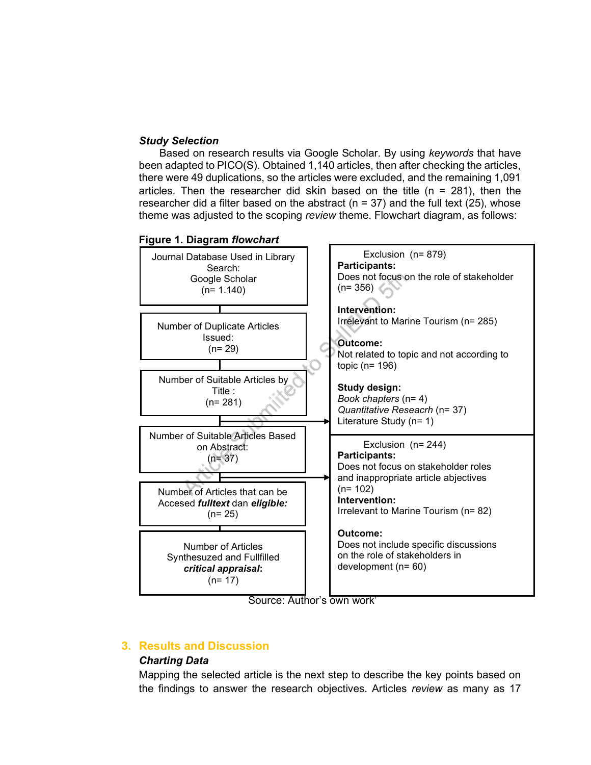***Study Selection***

Based on research results via Google Scholar. By using *keywords* that have been adapted to PICO(S). Obtained 1,140 articles, then after checking the articles, there were 49 duplications, so the articles were excluded, and the remaining 1,091 articles. Then the researcher did skin based on the title (n = 281), then the researcher did a filter based on the abstract (n = 37) and the full text (25), whose theme was adjusted to the scoping *review* theme. Flowchart diagram, as follows:

**Figure 1. Diagram *flowchart***

Journal Database Used in Library Search:
Google Scholar
(n= 1.140)

Number of Duplicate Articles Issued:
(n= 29)

Number of Suitable Articles by Title :
(n= 281)

Exclusion (n= 879)
**Participants:**
Does not focus on the role of stakeholder (n= 356)

**Intervention:**
Irrelevant to Marine Tourism (n= 285)

**Outcome:**
Not related to topic and not according to topic (n= 196)

**Study design:**
*Book chapters* (n= 4)
*Quantitative Reseacrh* (n= 37)
Literature Study (n= 1)

Number of Suitable Articles Based on Abstract:
(n= 37)

Exclusion (n= 244)
**Participants:**
Does not focus on stakeholder roles and inappropriate article objectives (n= 102)
**Intervention:**
Irrelevant to Marine Tourism (n= 82)

**Outcome:**
Does not include specific discussions on the role of stakeholders in development (n= 60)

Number of Articles that can be Accesed ***fulltext*** dan ***eligible:***
(n= 25)

Number of Articles Synthesuzed and Fullfilled ***critical appraisal***:
(n= 17)

Source: Author's own work'

## 3. Results and Discussion

***Charting Data***

Mapping the selected article is the next step to describe the key points based on the findings to answer the research objectives. Articles *review* as many as 17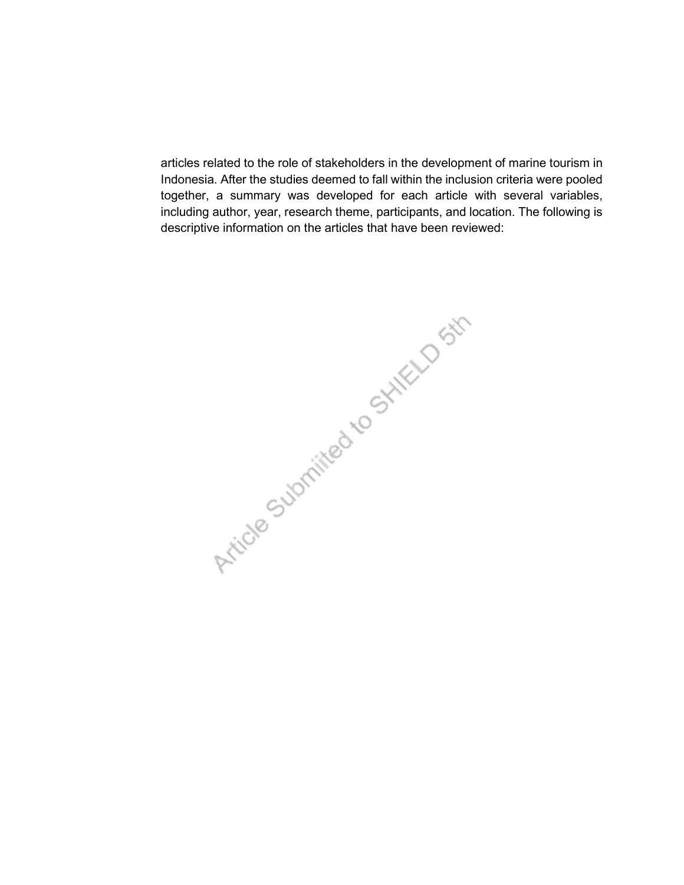articles related to the role of stakeholders in the development of marine tourism in Indonesia. After the studies deemed to fall within the inclusion criteria were pooled together, a summary was developed for each article with several variables, including author, year, research theme, participants, and location. The following is descriptive information on the articles that have been reviewed: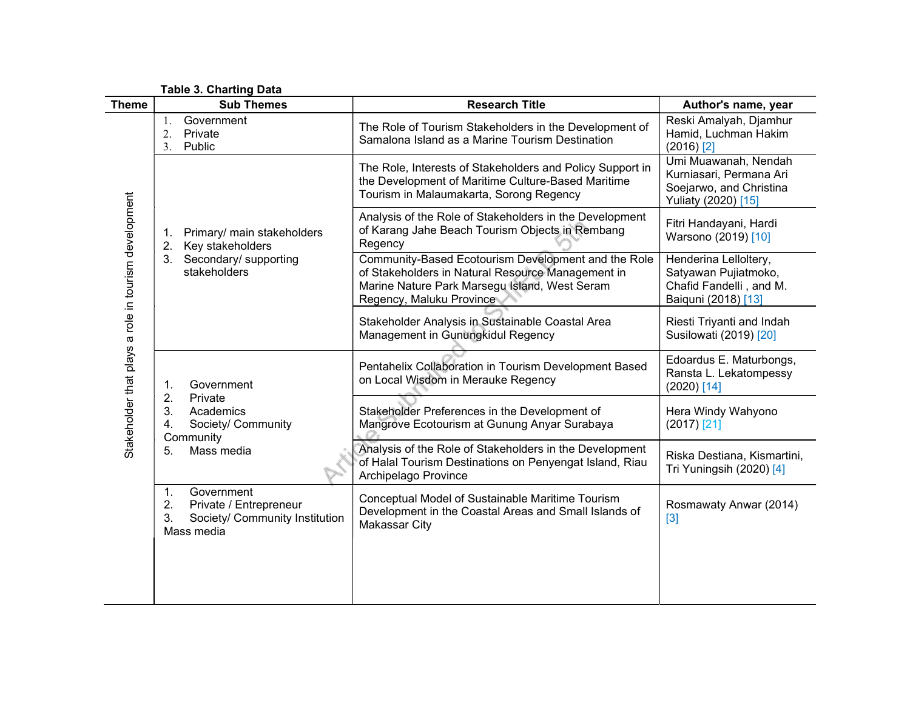**Table 3. Charting Data**

| Theme | Sub Themes | Research Title | Author's name, year |
|---|---|---|---|
| Stakeholder that plays a role in tourism development | 1. Government<br>2. Private<br>3. Public | The Role of Tourism Stakeholders in the Development of Samalona Island as a Marine Tourism Destination | Reski Amalyah, Djamhur Hamid, Luchman Hakim (2016) [2] |
| | 1. Primary/ main stakeholders<br>2. Key stakeholders<br>3. Secondary/ supporting stakeholders | The Role, Interests of Stakeholders and Policy Support in the Development of Maritime Culture-Based Maritime Tourism in Malaumakarta, Sorong Regency | Umi Muawanah, Nendah Kurniasari, Permana Ari Soejarwo, and Christina Yuliaty (2020) [15] |
| | | Analysis of the Role of Stakeholders in the Development of Karang Jahe Beach Tourism Objects in Rembang Regency | Fitri Handayani, Hardi Warsono (2019) [10] |
| | | Community-Based Ecotourism Development and the Role of Stakeholders in Natural Resource Management in Marine Nature Park Marsegu Island, West Seram Regency, Maluku Province | Henderina Lelloltery, Satyawan Pujiatmoko, Chafid Fandelli , and M. Baiquni (2018) [13] |
| | | Stakeholder Analysis in Sustainable Coastal Area Management in Gunungkidul Regency | Riesti Triyanti and Indah Susilowati (2019) [20] |
| | 1. Government<br>2. Private<br>3. Academics<br>4. Society/ Community Community<br>5. Mass media | Pentahelix Collaboration in Tourism Development Based on Local Wisdom in Merauke Regency | Edoardus E. Maturbongs, Ransta L. Lekatompessy (2020) [14] |
| | | Stakeholder Preferences in the Development of Mangrove Ecotourism at Gunung Anyar Surabaya | Hera Windy Wahyono (2017) [21] |
| | | Analysis of the Role of Stakeholders in the Development of Halal Tourism Destinations on Penyengat Island, Riau Archipelago Province | Riska Destiana, Kismartini, Tri Yuningsih (2020) [4] |
| | 1. Government<br>2. Private / Entrepreneur<br>3. Society/ Community Institution Mass media | Conceptual Model of Sustainable Maritime Tourism Development in the Coastal Areas and Small Islands of Makassar City | Rosmawaty Anwar (2014) [3] |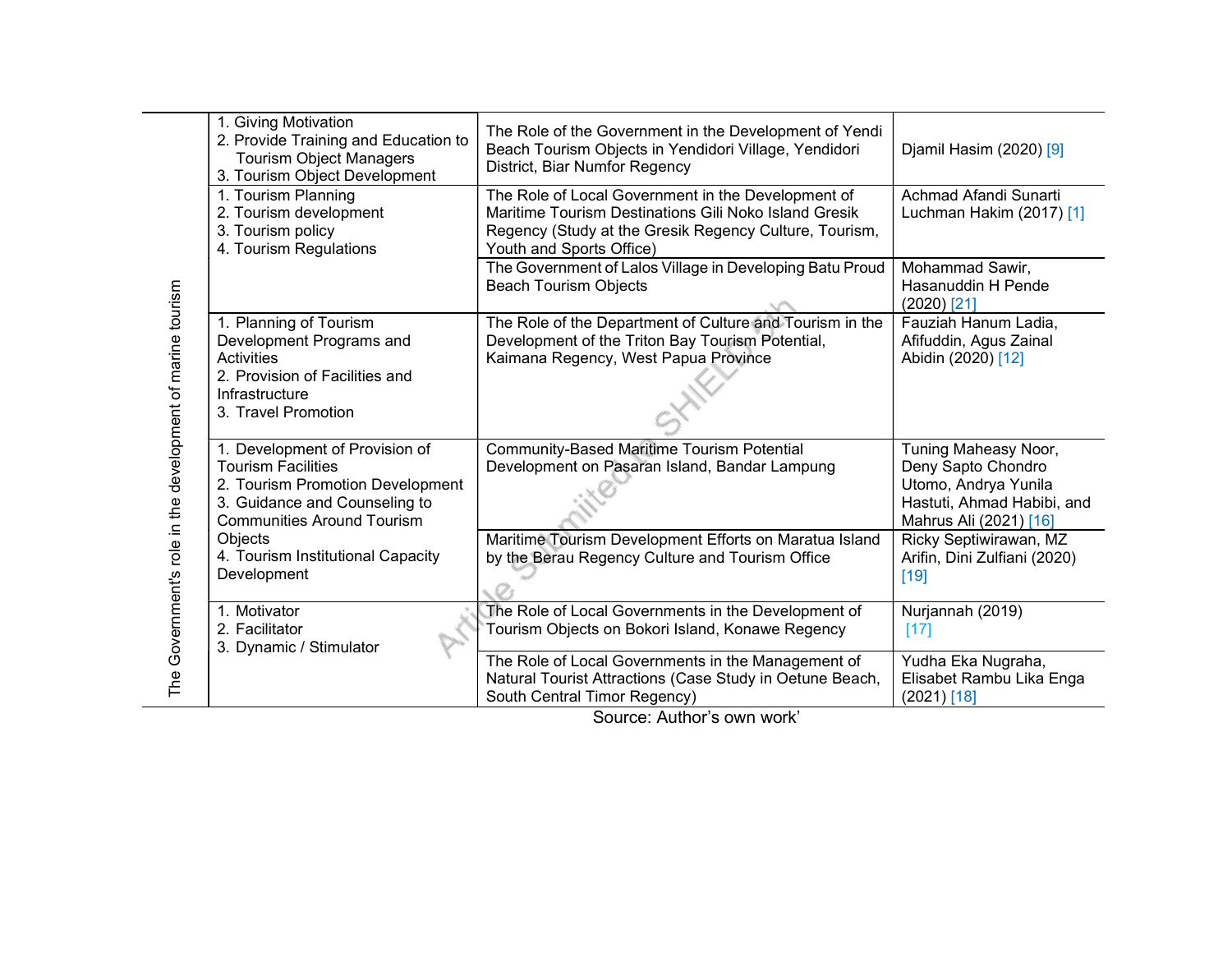| | | | |
|---|---|---|---|
| The Government's role in the development of marine tourism | 1. Giving Motivation<br>2. Provide Training and Education to Tourism Object Managers<br>3. Tourism Object Development | The Role of the Government in the Development of Yendi Beach Tourism Objects in Yendidori Village, Yendidori District, Biar Numfor Regency | Djamil Hasim (2020) [9] |
| | 1. Tourism Planning<br>2. Tourism development<br>3. Tourism policy<br>4. Tourism Regulations | The Role of Local Government in the Development of Maritime Tourism Destinations Gili Noko Island Gresik Regency (Study at the Gresik Regency Culture, Tourism, Youth and Sports Office) | Achmad Afandi Sunarti Luchman Hakim (2017) [1] |
| | | The Government of Lalos Village in Developing Batu Proud Beach Tourism Objects | Mohammad Sawir, Hasanuddin H Pende (2020) [21] |
| | 1. Planning of Tourism Development Programs and Activities<br>2. Provision of Facilities and Infrastructure<br>3. Travel Promotion | The Role of the Department of Culture and Tourism in the Development of the Triton Bay Tourism Potential, Kaimana Regency, West Papua Province | Fauziah Hanum Ladia, Afifuddin, Agus Zainal Abidin (2020) [12] |
| | 1. Development of Provision of Tourism Facilities<br>2. Tourism Promotion Development<br>3. Guidance and Counseling to Communities Around Tourism Objects<br>4. Tourism Institutional Capacity Development | Community-Based Maritime Tourism Potential Development on Pasaran Island, Bandar Lampung | Tuning Maheasy Noor, Deny Sapto Chondro Utomo, Andrya Yunila Hastuti, Ahmad Habibi, and Mahrus Ali (2021) [16] |
| | | Maritime Tourism Development Efforts on Maratua Island by the Berau Regency Culture and Tourism Office | Ricky Septiwirawan, MZ Arifin, Dini Zulfiani (2020) [19] |
| | 1. Motivator<br>2. Facilitator<br>3. Dynamic / Stimulator | The Role of Local Governments in the Development of Tourism Objects on Bokori Island, Konawe Regency | Nurjannah (2019) [17] |
| | | The Role of Local Governments in the Management of Natural Tourist Attractions (Case Study in Oetune Beach, South Central Timor Regency) | Yudha Eka Nugraha, Elisabet Rambu Lika Enga (2021) [18] |

Source: Author's own work'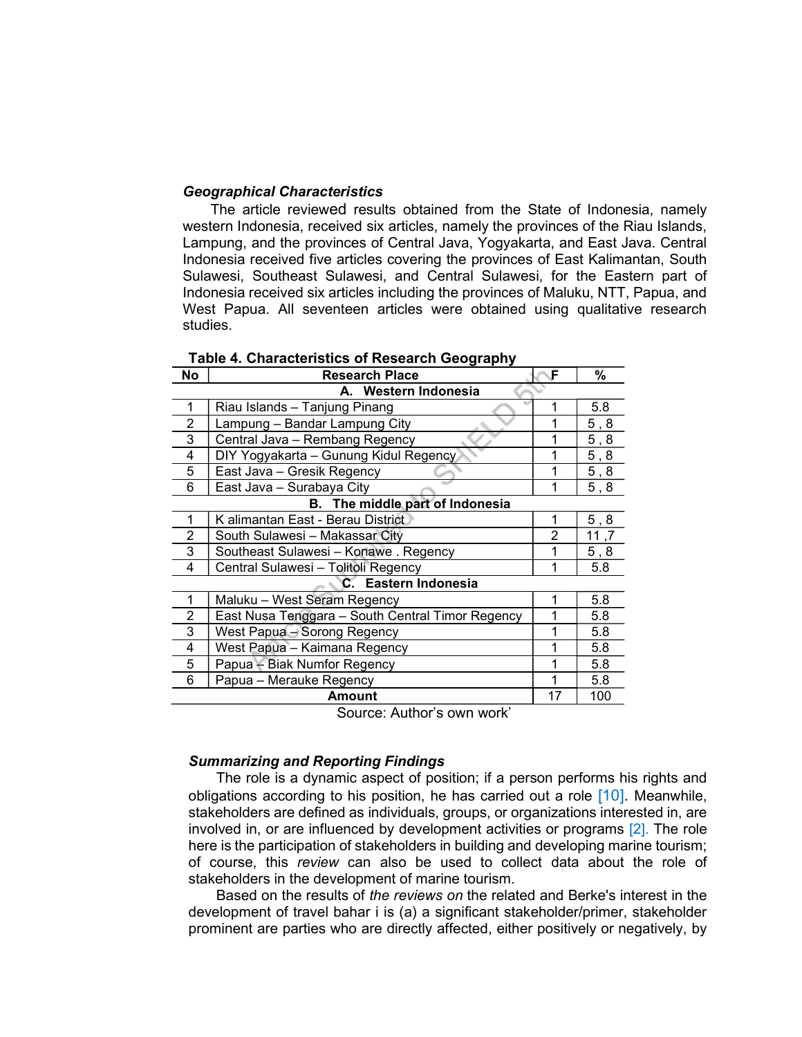### *Geographical Characteristics*

The article reviewed results obtained from the State of Indonesia, namely western Indonesia, received six articles, namely the provinces of the Riau Islands, Lampung, and the provinces of Central Java, Yogyakarta, and East Java. Central Indonesia received five articles covering the provinces of East Kalimantan, South Sulawesi, Southeast Sulawesi, and Central Sulawesi, for the Eastern part of Indonesia received six articles including the provinces of Maluku, NTT, Papua, and West Papua. All seventeen articles were obtained using qualitative research studies.

**Table 4. Characteristics of Research Geography**

| No | Research Place | F | % |
|---|---|---|---|
| | **A. Western Indonesia** | | |
| 1 | Riau Islands – Tanjung Pinang | 1 | 5.8 |
| 2 | Lampung – Bandar Lampung City | 1 | 5 , 8 |
| 3 | Central Java – Rembang Regency | 1 | 5 , 8 |
| 4 | DIY Yogyakarta – Gunung Kidul Regency | 1 | 5 , 8 |
| 5 | East Java – Gresik Regency | 1 | 5 , 8 |
| 6 | East Java – Surabaya City | 1 | 5 , 8 |
| | **B. The middle part of Indonesia** | | |
| 1 | K alimantan East - Berau District | 1 | 5 , 8 |
| 2 | South Sulawesi – Makassar City | 2 | 11 ,7 |
| 3 | Southeast Sulawesi – Konawe . Regency | 1 | 5 , 8 |
| 4 | Central Sulawesi – Tolitoli Regency | 1 | 5.8 |
| | **C. Eastern Indonesia** | | |
| 1 | Maluku – West Seram Regency | 1 | 5.8 |
| 2 | East Nusa Tenggara – South Central Timor Regency | 1 | 5.8 |
| 3 | West Papua – Sorong Regency | 1 | 5.8 |
| 4 | West Papua – Kaimana Regency | 1 | 5.8 |
| 5 | Papua – Biak Numfor Regency | 1 | 5.8 |
| 6 | Papua – Merauke Regency | 1 | 5.8 |
| | **Amount** | 17 | 100 |

Source: Author's own work'

### *Summarizing and Reporting Findings*

The role is a dynamic aspect of position; if a person performs his rights and obligations according to his position, he has carried out a role [10]. Meanwhile, stakeholders are defined as individuals, groups, or organizations interested in, are involved in, or are influenced by development activities or programs [2]. The role here is the participation of stakeholders in building and developing marine tourism; of course, this *review* can also be used to collect data about the role of stakeholders in the development of marine tourism.

Based on the results of *the reviews on* the related and Berke's interest in the development of travel bahar i is (a) a significant stakeholder/primer, stakeholder prominent are parties who are directly affected, either positively or negatively, by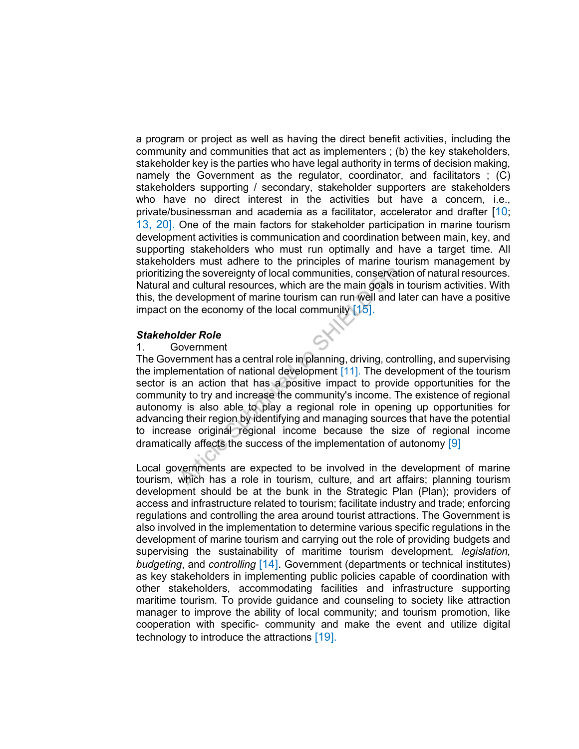a program or project as well as having the direct benefit activities, including the community and communities that act as implementers ; (b) the key stakeholders, stakeholder key is the parties who have legal authority in terms of decision making, namely the Government as the regulator, coordinator, and facilitators ; (C) stakeholders supporting / secondary, stakeholder supporters are stakeholders who have no direct interest in the activities but have a concern, i.e., private/businessman and academia as a facilitator, accelerator and drafter [10; 13, 20]. One of the main factors for stakeholder participation in marine tourism development activities is communication and coordination between main, key, and supporting stakeholders who must run optimally and have a target time. All stakeholders must adhere to the principles of marine tourism management by prioritizing the sovereignty of local communities, conservation of natural resources. Natural and cultural resources, which are the main goals in tourism activities. With this, the development of marine tourism can run well and later can have a positive impact on the economy of the local community [15].

***Stakeholder Role***

1. Government

The Government has a central role in planning, driving, controlling, and supervising the implementation of national development [11]. The development of the tourism sector is an action that has a positive impact to provide opportunities for the community to try and increase the community's income. The existence of regional autonomy is also able to play a regional role in opening up opportunities for advancing their region by identifying and managing sources that have the potential to increase original regional income because the size of regional income dramatically affects the success of the implementation of autonomy [9]

Local governments are expected to be involved in the development of marine tourism, which has a role in tourism, culture, and art affairs; planning tourism development should be at the bunk in the Strategic Plan (Plan); providers of access and infrastructure related to tourism; facilitate industry and trade; enforcing regulations and controlling the area around tourist attractions. The Government is also involved in the implementation to determine various specific regulations in the development of marine tourism and carrying out the role of providing budgets and supervising the sustainability of maritime tourism development*, legislation, budgeting*, and *controlling* [14]. Government (departments or technical institutes) as key stakeholders in implementing public policies capable of coordination with other stakeholders, accommodating facilities and infrastructure supporting maritime tourism. To provide guidance and counseling to society like attraction manager to improve the ability of local community; and tourism promotion, like cooperation with specific- community and make the event and utilize digital technology to introduce the attractions [19].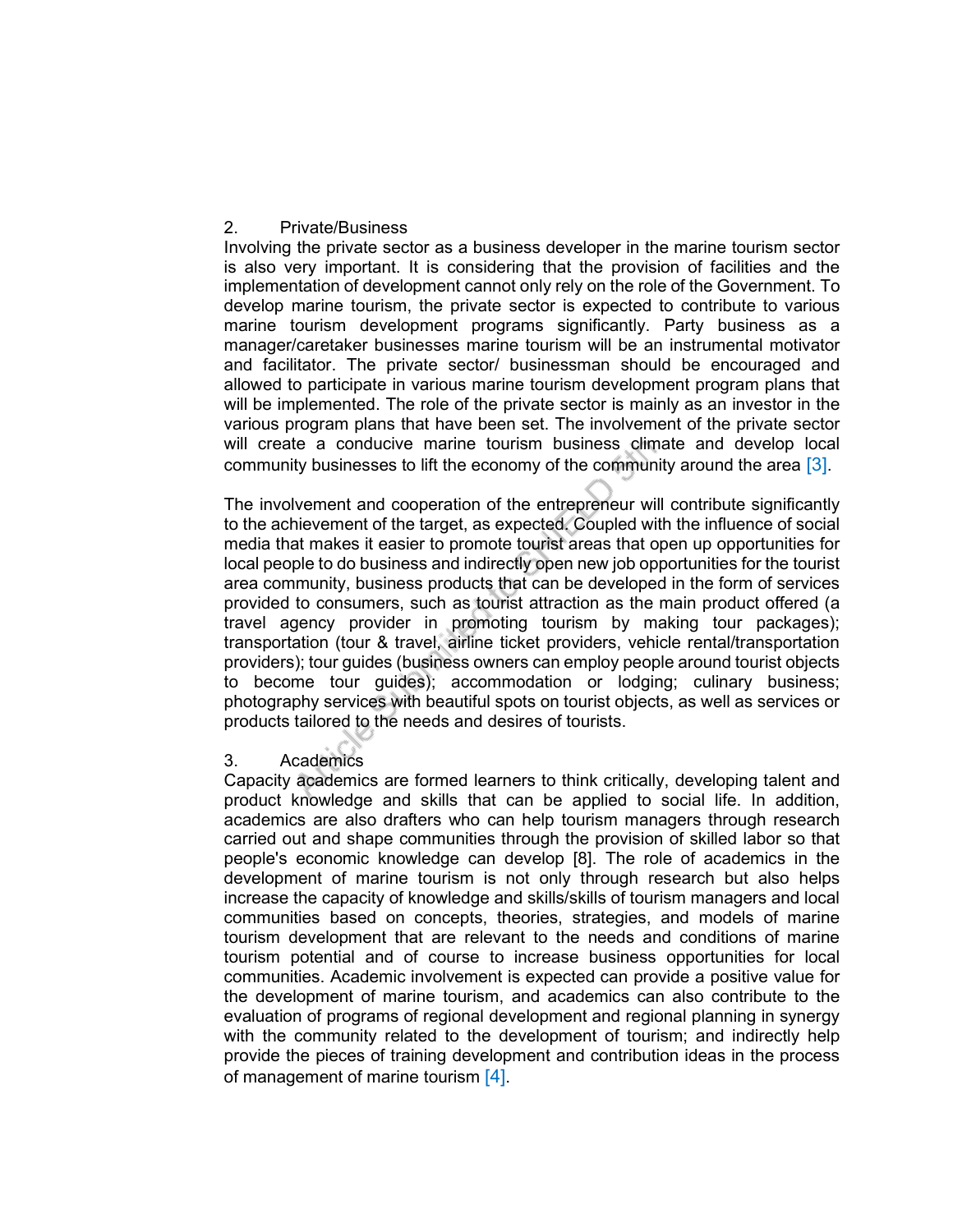2. Private/Business

Involving the private sector as a business developer in the marine tourism sector is also very important. It is considering that the provision of facilities and the implementation of development cannot only rely on the role of the Government. To develop marine tourism, the private sector is expected to contribute to various marine tourism development programs significantly. Party business as a manager/caretaker businesses marine tourism will be an instrumental motivator and facilitator. The private sector/ businessman should be encouraged and allowed to participate in various marine tourism development program plans that will be implemented. The role of the private sector is mainly as an investor in the various program plans that have been set. The involvement of the private sector will create a conducive marine tourism business climate and develop local community businesses to lift the economy of the community around the area [3].

The involvement and cooperation of the entrepreneur will contribute significantly to the achievement of the target, as expected. Coupled with the influence of social media that makes it easier to promote tourist areas that open up opportunities for local people to do business and indirectly open new job opportunities for the tourist area community, business products that can be developed in the form of services provided to consumers, such as tourist attraction as the main product offered (a travel agency provider in promoting tourism by making tour packages); transportation (tour & travel, airline ticket providers, vehicle rental/transportation providers); tour guides (business owners can employ people around tourist objects to become tour guides); accommodation or lodging; culinary business; photography services with beautiful spots on tourist objects, as well as services or products tailored to the needs and desires of tourists.

3. Academics

Capacity academics are formed learners to think critically, developing talent and product knowledge and skills that can be applied to social life. In addition, academics are also drafters who can help tourism managers through research carried out and shape communities through the provision of skilled labor so that people's economic knowledge can develop [8]. The role of academics in the development of marine tourism is not only through research but also helps increase the capacity of knowledge and skills/skills of tourism managers and local communities based on concepts, theories, strategies, and models of marine tourism development that are relevant to the needs and conditions of marine tourism potential and of course to increase business opportunities for local communities. Academic involvement is expected can provide a positive value for the development of marine tourism, and academics can also contribute to the evaluation of programs of regional development and regional planning in synergy with the community related to the development of tourism; and indirectly help provide the pieces of training development and contribution ideas in the process of management of marine tourism [4].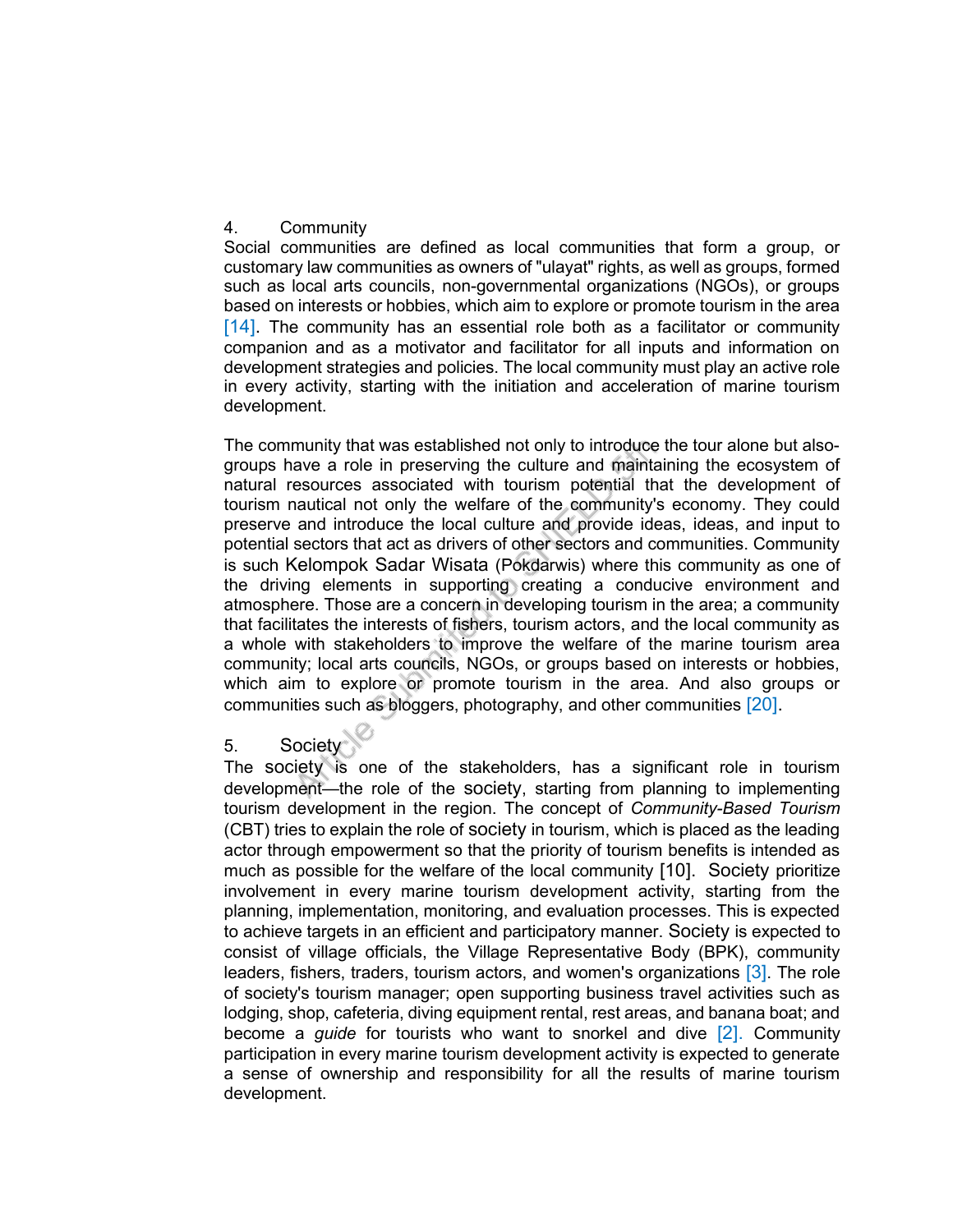4. Community

Social communities are defined as local communities that form a group, or customary law communities as owners of "ulayat" rights, as well as groups, formed such as local arts councils, non-governmental organizations (NGOs), or groups based on interests or hobbies, which aim to explore or promote tourism in the area [14]. The community has an essential role both as a facilitator or community companion and as a motivator and facilitator for all inputs and information on development strategies and policies. The local community must play an active role in every activity, starting with the initiation and acceleration of marine tourism development.

The community that was established not only to introduce the tour alone but also-groups have a role in preserving the culture and maintaining the ecosystem of natural resources associated with tourism potential that the development of tourism nautical not only the welfare of the community's economy. They could preserve and introduce the local culture and provide ideas, ideas, and input to potential sectors that act as drivers of other sectors and communities. Community is such Kelompok Sadar Wisata (Pokdarwis) where this community as one of the driving elements in supporting creating a conducive environment and atmosphere. Those are a concern in developing tourism in the area; a community that facilitates the interests of fishers, tourism actors, and the local community as a whole with stakeholders to improve the welfare of the marine tourism area community; local arts councils, NGOs, or groups based on interests or hobbies, which aim to explore or promote tourism in the area. And also groups or communities such as bloggers, photography, and other communities [20].

5. Society

The society is one of the stakeholders, has a significant role in tourism development—the role of the society, starting from planning to implementing tourism development in the region. The concept of *Community-Based Tourism* (CBT) tries to explain the role of society in tourism, which is placed as the leading actor through empowerment so that the priority of tourism benefits is intended as much as possible for the welfare of the local community [10]. Society prioritize involvement in every marine tourism development activity, starting from the planning, implementation, monitoring, and evaluation processes. This is expected to achieve targets in an efficient and participatory manner. Society is expected to consist of village officials, the Village Representative Body (BPK), community leaders, fishers, traders, tourism actors, and women's organizations [3]. The role of society's tourism manager; open supporting business travel activities such as lodging, shop, cafeteria, diving equipment rental, rest areas, and banana boat; and become a *guide* for tourists who want to snorkel and dive [2]. Community participation in every marine tourism development activity is expected to generate a sense of ownership and responsibility for all the results of marine tourism development.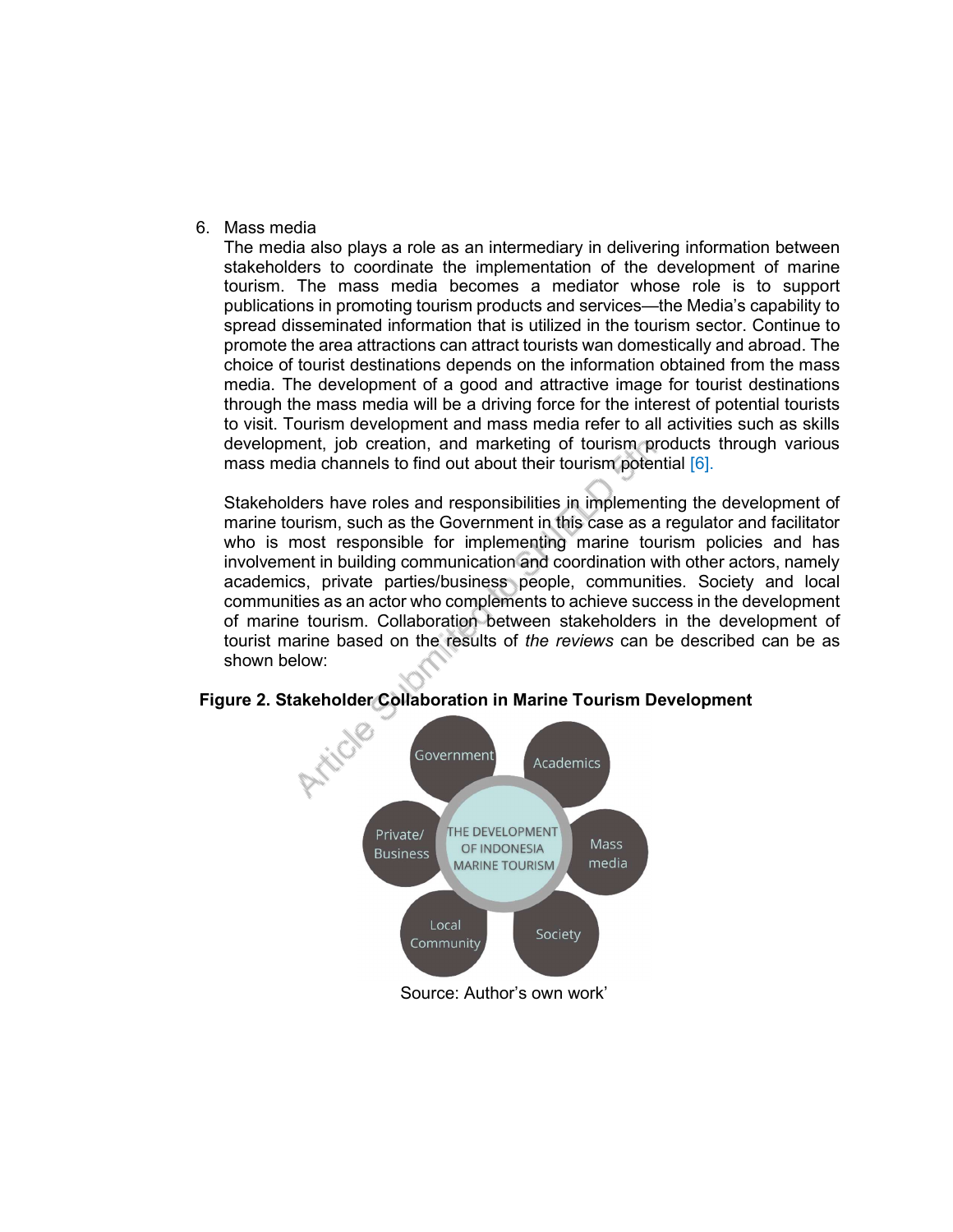6. Mass media

   The media also plays a role as an intermediary in delivering information between stakeholders to coordinate the implementation of the development of marine tourism. The mass media becomes a mediator whose role is to support publications in promoting tourism products and services—the Media's capability to spread disseminated information that is utilized in the tourism sector. Continue to promote the area attractions can attract tourists wan domestically and abroad. The choice of tourist destinations depends on the information obtained from the mass media. The development of a good and attractive image for tourist destinations through the mass media will be a driving force for the interest of potential tourists to visit. Tourism development and mass media refer to all activities such as skills development, job creation, and marketing of tourism products through various mass media channels to find out about their tourism potential [6].

   Stakeholders have roles and responsibilities in implementing the development of marine tourism, such as the Government in this case as a regulator and facilitator who is most responsible for implementing marine tourism policies and has involvement in building communication and coordination with other actors, namely academics, private parties/business people, communities. Society and local communities as an actor who complements to achieve success in the development of marine tourism. Collaboration between stakeholders in the development of tourist marine based on the results of *the reviews* can be described can be as shown below:

**Figure 2. Stakeholder Collaboration in Marine Tourism Development**

Government, Academics, Mass media, Society, Local Community, Private/ Business — THE DEVELOPMENT OF INDONESIA MARINE TOURISM

Source: Author's own work'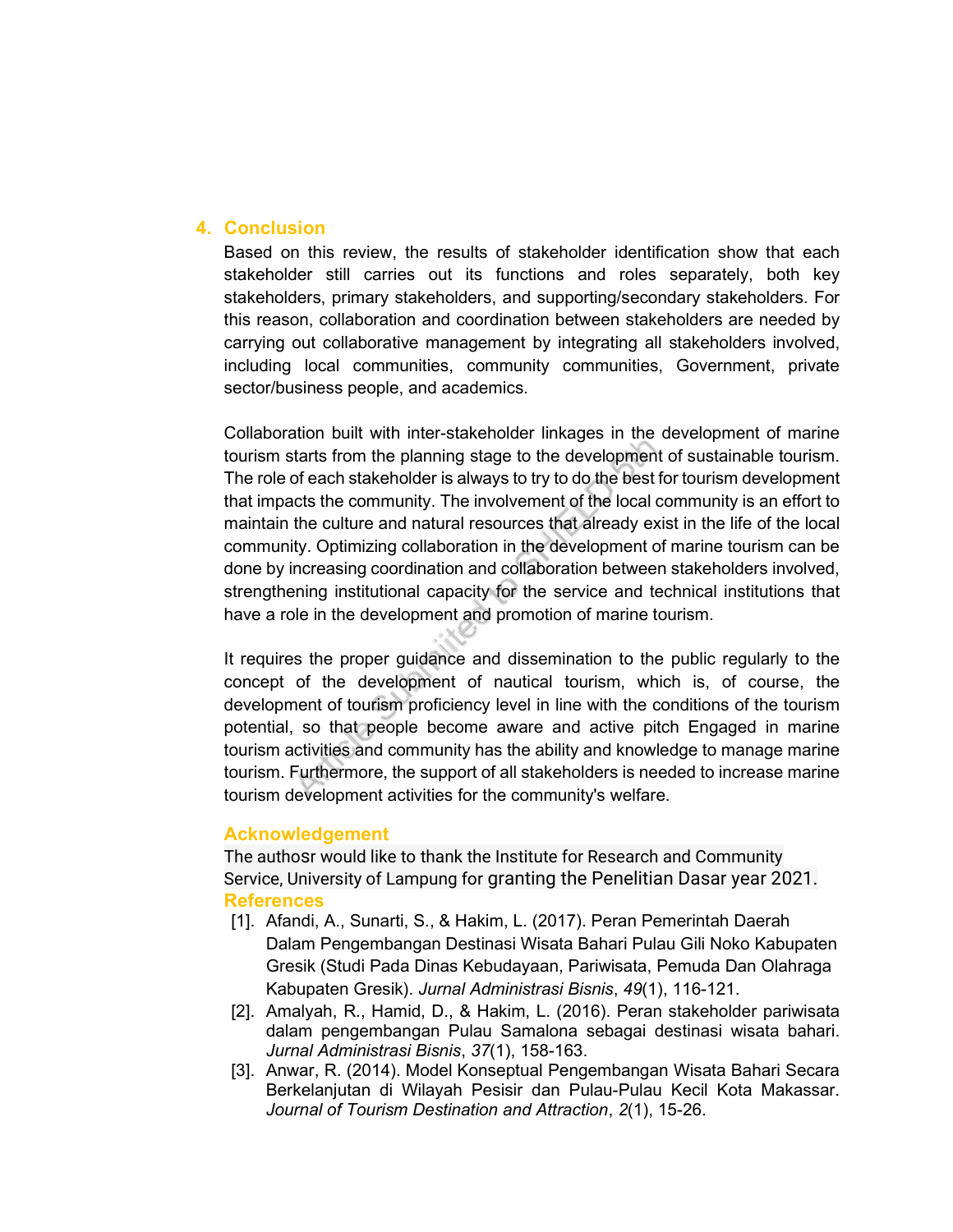## 4. Conclusion

Based on this review, the results of stakeholder identification show that each stakeholder still carries out its functions and roles separately, both key stakeholders, primary stakeholders, and supporting/secondary stakeholders. For this reason, collaboration and coordination between stakeholders are needed by carrying out collaborative management by integrating all stakeholders involved, including local communities, community communities, Government, private sector/business people, and academics.

Collaboration built with inter-stakeholder linkages in the development of marine tourism starts from the planning stage to the development of sustainable tourism. The role of each stakeholder is always to try to do the best for tourism development that impacts the community. The involvement of the local community is an effort to maintain the culture and natural resources that already exist in the life of the local community. Optimizing collaboration in the development of marine tourism can be done by increasing coordination and collaboration between stakeholders involved, strengthening institutional capacity for the service and technical institutions that have a role in the development and promotion of marine tourism.

It requires the proper guidance and dissemination to the public regularly to the concept of the development of nautical tourism, which is, of course, the development of tourism proficiency level in line with the conditions of the tourism potential, so that people become aware and active pitch Engaged in marine tourism activities and community has the ability and knowledge to manage marine tourism. Furthermore, the support of all stakeholders is needed to increase marine tourism development activities for the community's welfare.

## Acknowledgement

The authosr would like to thank the Institute for Research and Community Service, University of Lampung for granting the Penelitian Dasar year 2021.

## References

[1]. Afandi, A., Sunarti, S., & Hakim, L. (2017). Peran Pemerintah Daerah Dalam Pengembangan Destinasi Wisata Bahari Pulau Gili Noko Kabupaten Gresik (Studi Pada Dinas Kebudayaan, Pariwisata, Pemuda Dan Olahraga Kabupaten Gresik). *Jurnal Administrasi Bisnis*, *49*(1), 116-121.

[2]. Amalyah, R., Hamid, D., & Hakim, L. (2016). Peran stakeholder pariwisata dalam pengembangan Pulau Samalona sebagai destinasi wisata bahari. *Jurnal Administrasi Bisnis*, *37*(1), 158-163.

[3]. Anwar, R. (2014). Model Konseptual Pengembangan Wisata Bahari Secara Berkelanjutan di Wilayah Pesisir dan Pulau-Pulau Kecil Kota Makassar. *Journal of Tourism Destination and Attraction*, *2*(1), 15-26.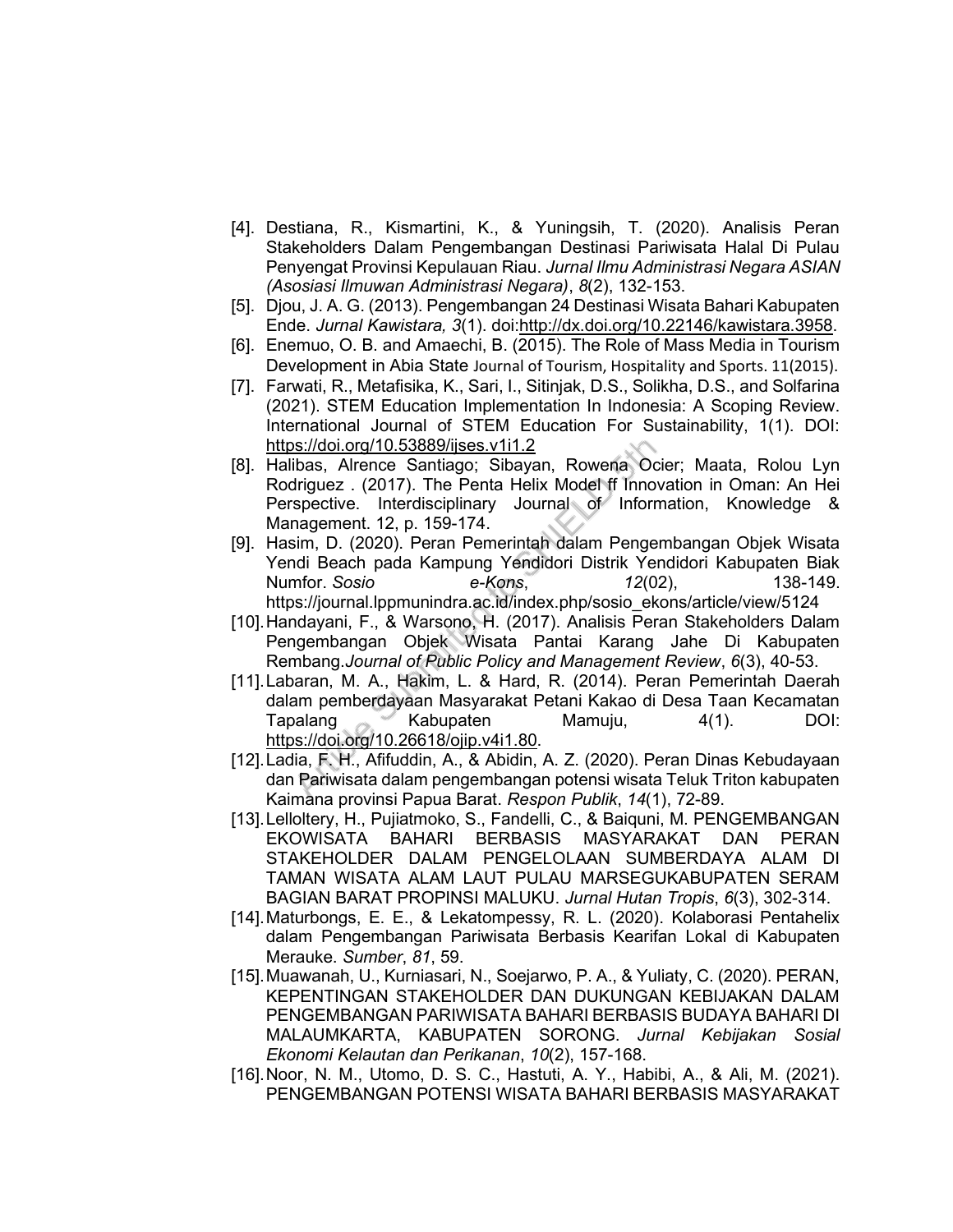[4]. Destiana, R., Kismartini, K., & Yuningsih, T. (2020). Analisis Peran Stakeholders Dalam Pengembangan Destinasi Pariwisata Halal Di Pulau Penyengat Provinsi Kepulauan Riau. *Jurnal Ilmu Administrasi Negara ASIAN (Asosiasi Ilmuwan Administrasi Negara)*, *8*(2), 132-153.

[5]. Djou, J. A. G. (2013). Pengembangan 24 Destinasi Wisata Bahari Kabupaten Ende. *Jurnal Kawistara, 3*(1). doi:http://dx.doi.org/10.22146/kawistara.3958.

[6]. Enemuo, O. B. and Amaechi, B. (2015). The Role of Mass Media in Tourism Development in Abia State Journal of Tourism, Hospitality and Sports. 11(2015).

[7]. Farwati, R., Metafisika, K., Sari, I., Sitinjak, D.S., Solikha, D.S., and Solfarina (2021). STEM Education Implementation In Indonesia: A Scoping Review. International Journal of STEM Education For Sustainability, 1(1). DOI: https://doi.org/10.53889/ijses.v1i1.2

[8]. Halibas, Alrence Santiago; Sibayan, Rowena Ocier; Maata, Rolou Lyn Rodriguez . (2017). The Penta Helix Model ff Innovation in Oman: An Hei Perspective. Interdisciplinary Journal of Information, Knowledge & Management. 12, p. 159-174.

[9]. Hasim, D. (2020). Peran Pemerintah dalam Pengembangan Objek Wisata Yendi Beach pada Kampung Yendidori Distrik Yendidori Kabupaten Biak Numfor. *Sosio e-Kons*, *12*(02), 138-149. https://journal.lppmunindra.ac.id/index.php/sosio_ekons/article/view/5124

[10]. Handayani, F., & Warsono, H. (2017). Analisis Peran Stakeholders Dalam Pengembangan Objek Wisata Pantai Karang Jahe Di Kabupaten Rembang.*Journal of Public Policy and Management Review*, *6*(3), 40-53.

[11]. Labaran, M. A., Hakim, L. & Hard, R. (2014). Peran Pemerintah Daerah dalam pemberdayaan Masyarakat Petani Kakao di Desa Taan Kecamatan Tapalang Kabupaten Mamuju, 4(1). DOI: https://doi.org/10.26618/ojip.v4i1.80.

[12]. Ladia, F. H., Afifuddin, A., & Abidin, A. Z. (2020). Peran Dinas Kebudayaan dan Pariwisata dalam pengembangan potensi wisata Teluk Triton kabupaten Kaimana provinsi Papua Barat. *Respon Publik*, *14*(1), 72-89.

[13]. Lelloltery, H., Pujiatmoko, S., Fandelli, C., & Baiquni, M. PENGEMBANGAN EKOWISATA BAHARI BERBASIS MASYARAKAT DAN PERAN STAKEHOLDER DALAM PENGELOLAAN SUMBERDAYA ALAM DI TAMAN WISATA ALAM LAUT PULAU MARSEGUKABUPATEN SERAM BAGIAN BARAT PROPINSI MALUKU. *Jurnal Hutan Tropis*, *6*(3), 302-314.

[14]. Maturbongs, E. E., & Lekatompessy, R. L. (2020). Kolaborasi Pentahelix dalam Pengembangan Pariwisata Berbasis Kearifan Lokal di Kabupaten Merauke. *Sumber*, *81*, 59.

[15]. Muawanah, U., Kurniasari, N., Soejarwo, P. A., & Yuliaty, C. (2020). PERAN, KEPENTINGAN STAKEHOLDER DAN DUKUNGAN KEBIJAKAN DALAM PENGEMBANGAN PARIWISATA BAHARI BERBASIS BUDAYA BAHARI DI MALAUMKARTA, KABUPATEN SORONG. *Jurnal Kebijakan Sosial Ekonomi Kelautan dan Perikanan*, *10*(2), 157-168.

[16]. Noor, N. M., Utomo, D. S. C., Hastuti, A. Y., Habibi, A., & Ali, M. (2021). PENGEMBANGAN POTENSI WISATA BAHARI BERBASIS MASYARAKAT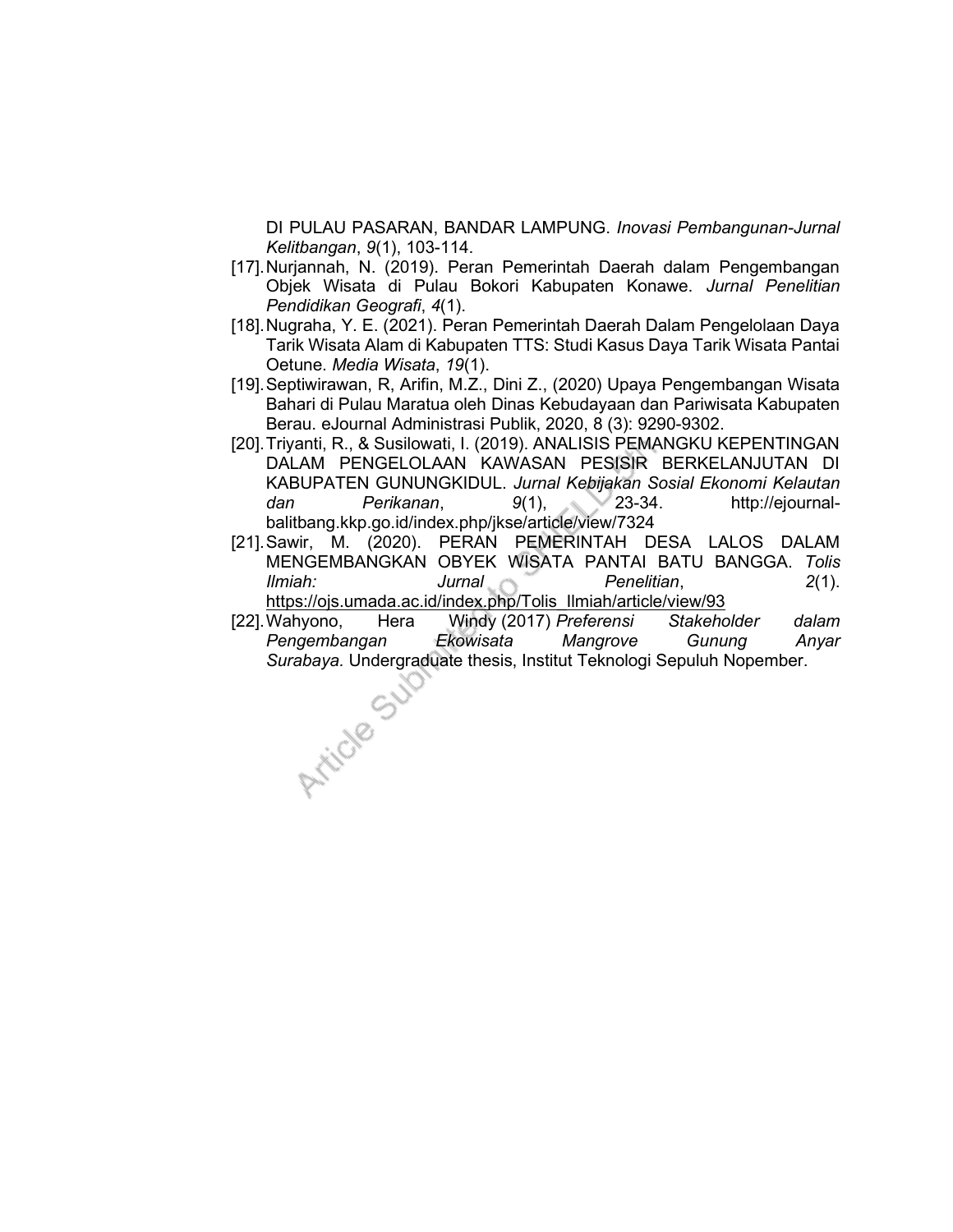DI PULAU PASARAN, BANDAR LAMPUNG. *Inovasi Pembangunan-Jurnal Kelitbangan*, *9*(1), 103-114.

[17]. Nurjannah, N. (2019). Peran Pemerintah Daerah dalam Pengembangan Objek Wisata di Pulau Bokori Kabupaten Konawe. *Jurnal Penelitian Pendidikan Geografi*, *4*(1).

[18]. Nugraha, Y. E. (2021). Peran Pemerintah Daerah Dalam Pengelolaan Daya Tarik Wisata Alam di Kabupaten TTS: Studi Kasus Daya Tarik Wisata Pantai Oetune. *Media Wisata*, *19*(1).

[19]. Septiwirawan, R, Arifin, M.Z., Dini Z., (2020) Upaya Pengembangan Wisata Bahari di Pulau Maratua oleh Dinas Kebudayaan dan Pariwisata Kabupaten Berau. eJournal Administrasi Publik, 2020, 8 (3): 9290-9302.

[20]. Triyanti, R., & Susilowati, I. (2019). ANALISIS PEMANGKU KEPENTINGAN DALAM PENGELOLAAN KAWASAN PESISIR BERKELANJUTAN DI KABUPATEN GUNUNGKIDUL. *Jurnal Kebijakan Sosial Ekonomi Kelautan dan Perikanan*, *9*(1), 23-34. http://ejournal-balitbang.kkp.go.id/index.php/jkse/article/view/7324

[21]. Sawir, M. (2020). PERAN PEMERINTAH DESA LALOS DALAM MENGEMBANGKAN OBYEK WISATA PANTAI BATU BANGGA. *Tolis Ilmiah: Jurnal Penelitian*, *2*(1). https://ojs.umada.ac.id/index.php/Tolis_Ilmiah/article/view/93

[22]. Wahyono, Hera Windy (2017) *Preferensi Stakeholder dalam Pengembangan Ekowisata Mangrove Gunung Anyar Surabaya.* Undergraduate thesis, Institut Teknologi Sepuluh Nopember.